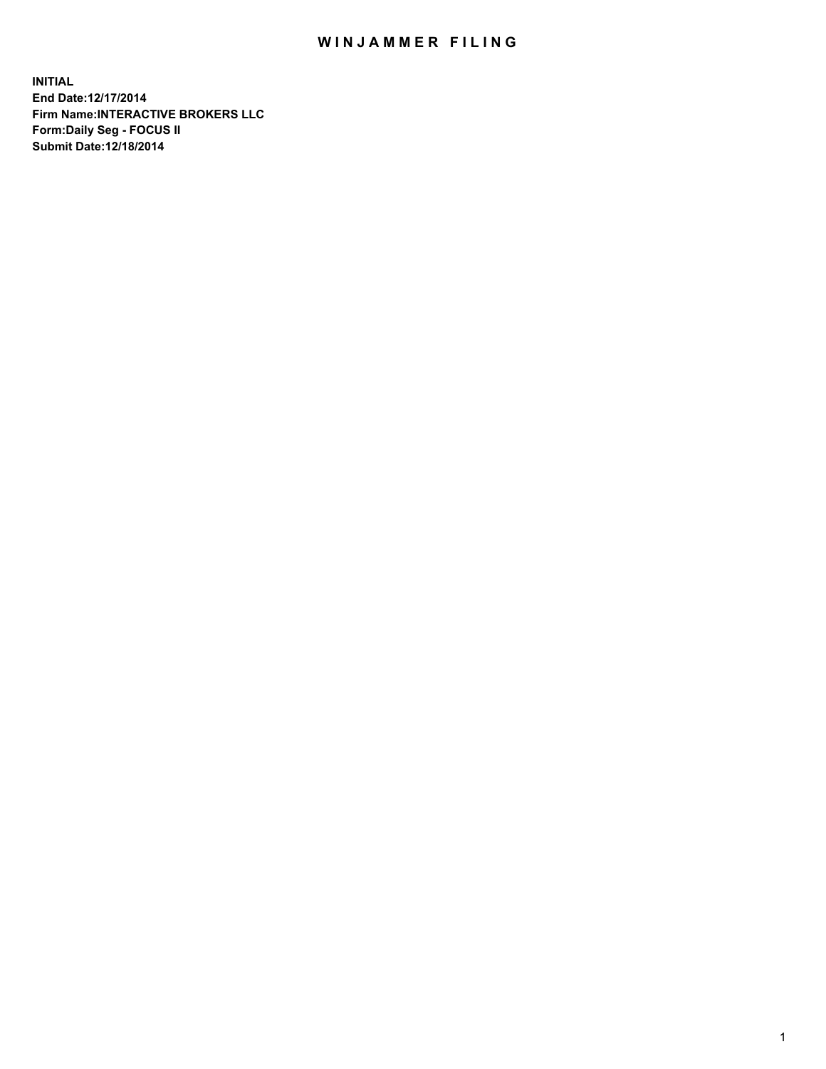# WINJAMMER FILING

**INITIAL**
**End Date:12/17/2014**
**Firm Name:INTERACTIVE BROKERS LLC**
**Form:Daily Seg - FOCUS II**
**Submit Date:12/18/2014**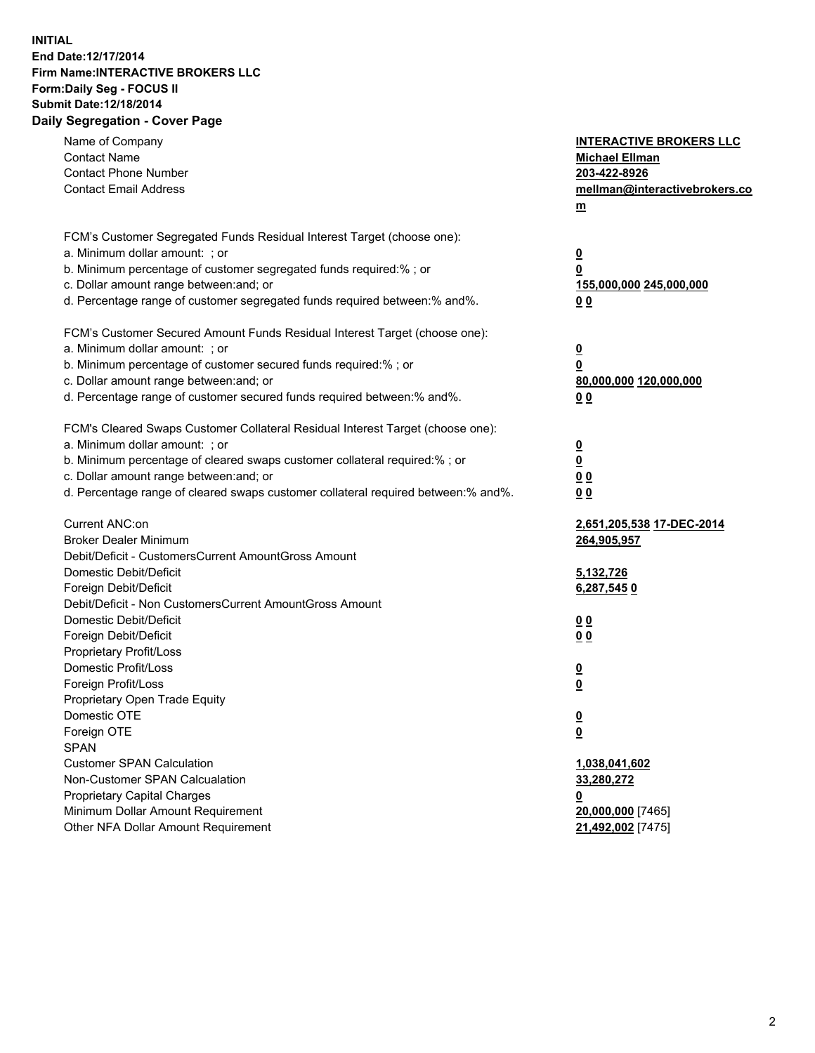**INITIAL**
**End Date:12/17/2014**
**Firm Name:INTERACTIVE BROKERS LLC**
**Form:Daily Seg - FOCUS II**
**Submit Date:12/18/2014**

## Daily Segregation - Cover Page

| | |
|---|---|
| Name of Company | **INTERACTIVE BROKERS LLC** |
| Contact Name | **Michael Ellman** |
| Contact Phone Number | **203-422-8926** |
| Contact Email Address | **mellman@interactivebrokers.com** |
| FCM's Customer Segregated Funds Residual Interest Target (choose one): | |
| a. Minimum dollar amount: ; or | **0** |
| b. Minimum percentage of customer segregated funds required:% ; or | **0** |
| c. Dollar amount range between:and; or | **155,000,000 245,000,000** |
| d. Percentage range of customer segregated funds required between:% and%. | **0 0** |
| FCM's Customer Secured Amount Funds Residual Interest Target (choose one): | |
| a. Minimum dollar amount: ; or | **0** |
| b. Minimum percentage of customer secured funds required:% ; or | **0** |
| c. Dollar amount range between:and; or | **80,000,000 120,000,000** |
| d. Percentage range of customer secured funds required between:% and%. | **0 0** |
| FCM's Cleared Swaps Customer Collateral Residual Interest Target (choose one): | |
| a. Minimum dollar amount: ; or | **0** |
| b. Minimum percentage of cleared swaps customer collateral required:% ; or | **0** |
| c. Dollar amount range between:and; or | **0 0** |
| d. Percentage range of cleared swaps customer collateral required between:% and%. | **0 0** |
| Current ANC:on | **2,651,205,538 17-DEC-2014** |
| Broker Dealer Minimum | **264,905,957** |
| Debit/Deficit - CustomersCurrent AmountGross Amount | |
| Domestic Debit/Deficit | **5,132,726** |
| Foreign Debit/Deficit | **6,287,545 0** |
| Debit/Deficit - Non CustomersCurrent AmountGross Amount | |
| Domestic Debit/Deficit | **0 0** |
| Foreign Debit/Deficit | **0 0** |
| Proprietary Profit/Loss | |
| Domestic Profit/Loss | **0** |
| Foreign Profit/Loss | **0** |
| Proprietary Open Trade Equity | |
| Domestic OTE | **0** |
| Foreign OTE | **0** |
| SPAN | |
| Customer SPAN Calculation | **1,038,041,602** |
| Non-Customer SPAN Calcualation | **33,280,272** |
| Proprietary Capital Charges | **0** |
| Minimum Dollar Amount Requirement | **20,000,000** [7465] |
| Other NFA Dollar Amount Requirement | **21,492,002** [7475] |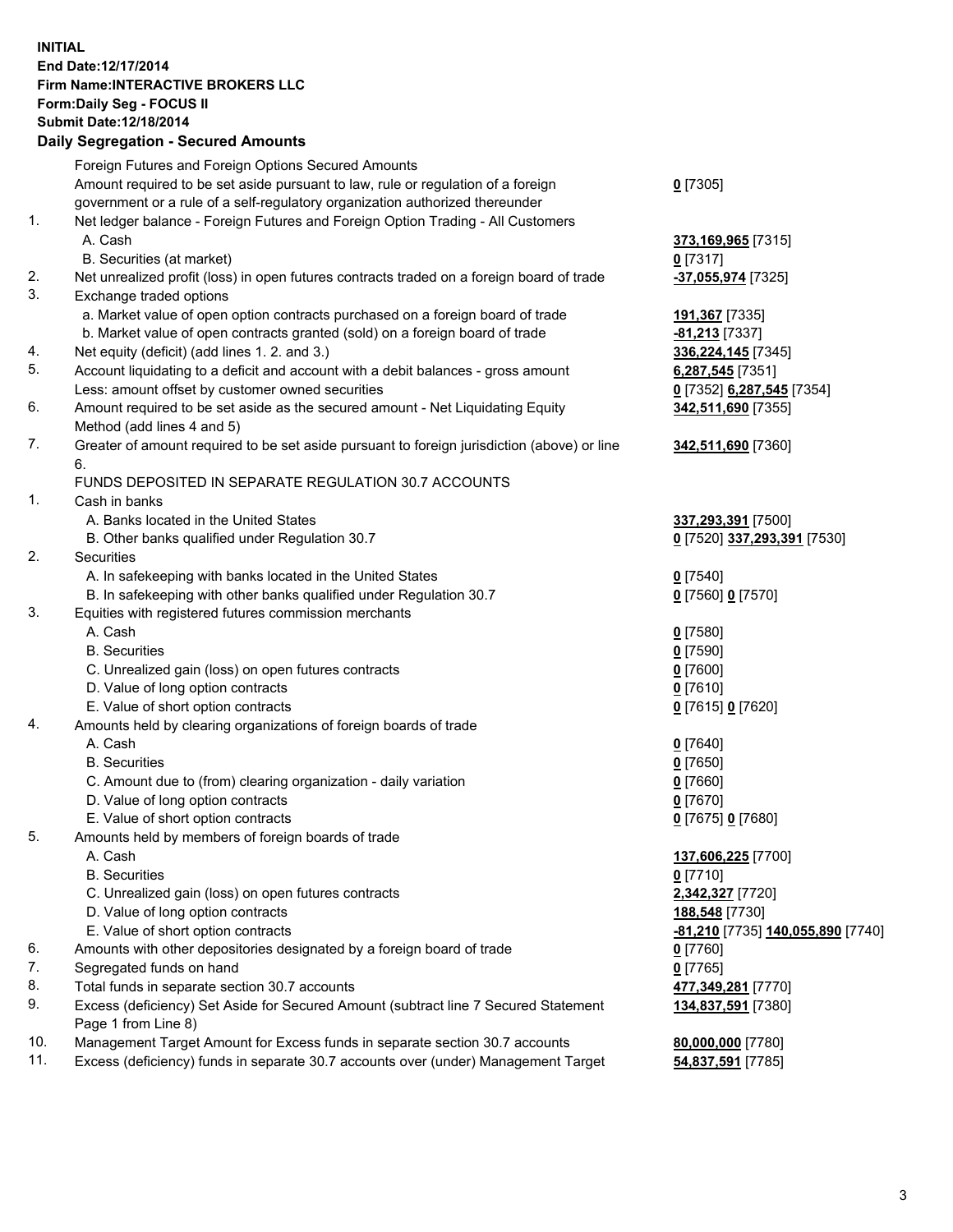**INITIAL**
**End Date:12/17/2014**
**Firm Name:INTERACTIVE BROKERS LLC**
**Form:Daily Seg - FOCUS II**
**Submit Date:12/18/2014**

## Daily Segregation - Secured Amounts

| | | |
|---|---|---|
| | Foreign Futures and Foreign Options Secured Amounts | |
| | Amount required to be set aside pursuant to law, rule or regulation of a foreign government or a rule of a self-regulatory organization authorized thereunder | **0** [7305] |
| 1. | Net ledger balance - Foreign Futures and Foreign Option Trading - All Customers | |
| | A. Cash | **373,169,965** [7315] |
| | B. Securities (at market) | **0** [7317] |
| 2. | Net unrealized profit (loss) in open futures contracts traded on a foreign board of trade | **-37,055,974** [7325] |
| 3. | Exchange traded options | |
| | a. Market value of open option contracts purchased on a foreign board of trade | **191,367** [7335] |
| | b. Market value of open contracts granted (sold) on a foreign board of trade | **-81,213** [7337] |
| 4. | Net equity (deficit) (add lines 1. 2. and 3.) | **336,224,145** [7345] |
| 5. | Account liquidating to a deficit and account with a debit balances - gross amount | **6,287,545** [7351] |
| | Less: amount offset by customer owned securities | **0** [7352] **6,287,545** [7354] |
| 6. | Amount required to be set aside as the secured amount - Net Liquidating Equity Method (add lines 4 and 5) | **342,511,690** [7355] |
| 7. | Greater of amount required to be set aside pursuant to foreign jurisdiction (above) or line 6. | **342,511,690** [7360] |
| | FUNDS DEPOSITED IN SEPARATE REGULATION 30.7 ACCOUNTS | |
| 1. | Cash in banks | |
| | A. Banks located in the United States | **337,293,391** [7500] |
| | B. Other banks qualified under Regulation 30.7 | **0** [7520] **337,293,391** [7530] |
| 2. | Securities | |
| | A. In safekeeping with banks located in the United States | **0** [7540] |
| | B. In safekeeping with other banks qualified under Regulation 30.7 | **0** [7560] **0** [7570] |
| 3. | Equities with registered futures commission merchants | |
| | A. Cash | **0** [7580] |
| | B. Securities | **0** [7590] |
| | C. Unrealized gain (loss) on open futures contracts | **0** [7600] |
| | D. Value of long option contracts | **0** [7610] |
| | E. Value of short option contracts | **0** [7615] **0** [7620] |
| 4. | Amounts held by clearing organizations of foreign boards of trade | |
| | A. Cash | **0** [7640] |
| | B. Securities | **0** [7650] |
| | C. Amount due to (from) clearing organization - daily variation | **0** [7660] |
| | D. Value of long option contracts | **0** [7670] |
| | E. Value of short option contracts | **0** [7675] **0** [7680] |
| 5. | Amounts held by members of foreign boards of trade | |
| | A. Cash | **137,606,225** [7700] |
| | B. Securities | **0** [7710] |
| | C. Unrealized gain (loss) on open futures contracts | **2,342,327** [7720] |
| | D. Value of long option contracts | **188,548** [7730] |
| | E. Value of short option contracts | **-81,210** [7735] **140,055,890** [7740] |
| 6. | Amounts with other depositories designated by a foreign board of trade | **0** [7760] |
| 7. | Segregated funds on hand | **0** [7765] |
| 8. | Total funds in separate section 30.7 accounts | **477,349,281** [7770] |
| 9. | Excess (deficiency) Set Aside for Secured Amount (subtract line 7 Secured Statement Page 1 from Line 8) | **134,837,591** [7380] |
| 10. | Management Target Amount for Excess funds in separate section 30.7 accounts | **80,000,000** [7780] |
| 11. | Excess (deficiency) funds in separate 30.7 accounts over (under) Management Target | **54,837,591** [7785] |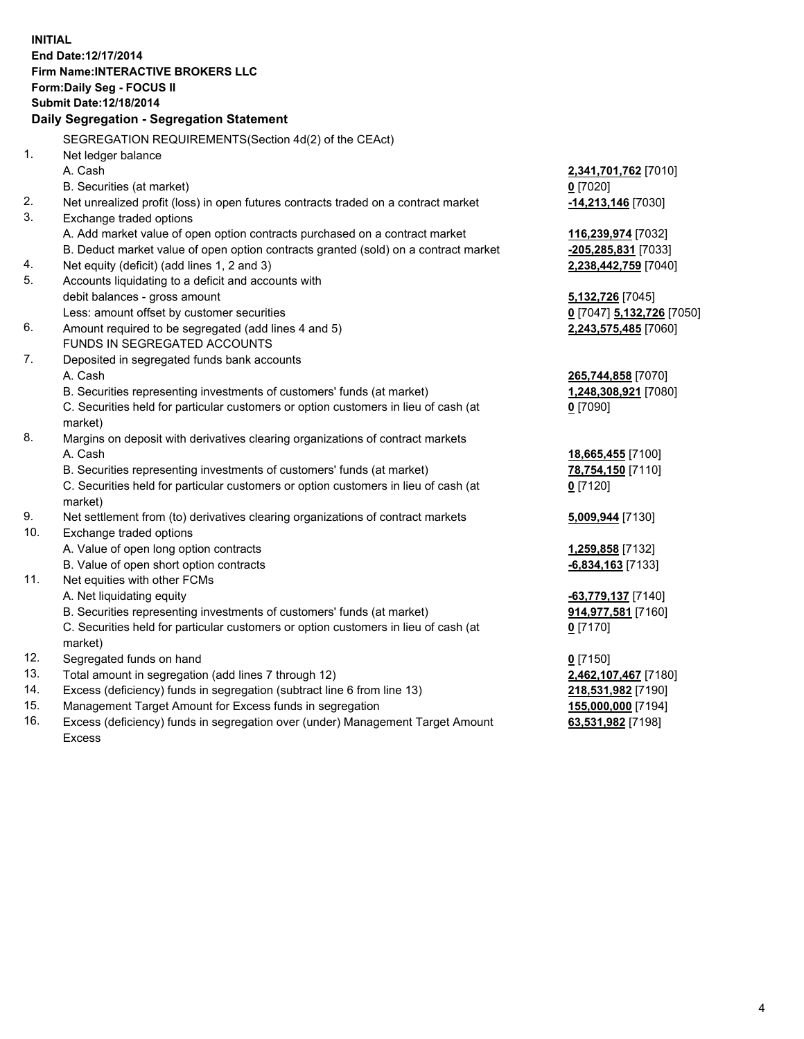**INITIAL**
**End Date:12/17/2014**
**Firm Name:INTERACTIVE BROKERS LLC**
**Form:Daily Seg - FOCUS II**
**Submit Date:12/18/2014**

### Daily Segregation - Segregation Statement

| | | |
|---|---|---|
| | SEGREGATION REQUIREMENTS(Section 4d(2) of the CEAct) | |
| 1. | Net ledger balance | |
| | A. Cash | **2,341,701,762** [7010] |
| | B. Securities (at market) | **0** [7020] |
| 2. | Net unrealized profit (loss) in open futures contracts traded on a contract market | **-14,213,146** [7030] |
| 3. | Exchange traded options | |
| | A. Add market value of open option contracts purchased on a contract market | **116,239,974** [7032] |
| | B. Deduct market value of open option contracts granted (sold) on a contract market | **-205,285,831** [7033] |
| 4. | Net equity (deficit) (add lines 1, 2 and 3) | **2,238,442,759** [7040] |
| 5. | Accounts liquidating to a deficit and accounts with debit balances - gross amount | **5,132,726** [7045] |
| | Less: amount offset by customer securities | **0** [7047] **5,132,726** [7050] |
| 6. | Amount required to be segregated (add lines 4 and 5) | **2,243,575,485** [7060] |
| | FUNDS IN SEGREGATED ACCOUNTS | |
| 7. | Deposited in segregated funds bank accounts | |
| | A. Cash | **265,744,858** [7070] |
| | B. Securities representing investments of customers' funds (at market) | **1,248,308,921** [7080] |
| | C. Securities held for particular customers or option customers in lieu of cash (at market) | **0** [7090] |
| 8. | Margins on deposit with derivatives clearing organizations of contract markets | |
| | A. Cash | **18,665,455** [7100] |
| | B. Securities representing investments of customers' funds (at market) | **78,754,150** [7110] |
| | C. Securities held for particular customers or option customers in lieu of cash (at market) | **0** [7120] |
| 9. | Net settlement from (to) derivatives clearing organizations of contract markets | **5,009,944** [7130] |
| 10. | Exchange traded options | |
| | A. Value of open long option contracts | **1,259,858** [7132] |
| | B. Value of open short option contracts | **-6,834,163** [7133] |
| 11. | Net equities with other FCMs | |
| | A. Net liquidating equity | **-63,779,137** [7140] |
| | B. Securities representing investments of customers' funds (at market) | **914,977,581** [7160] |
| | C. Securities held for particular customers or option customers in lieu of cash (at market) | **0** [7170] |
| 12. | Segregated funds on hand | **0** [7150] |
| 13. | Total amount in segregation (add lines 7 through 12) | **2,462,107,467** [7180] |
| 14. | Excess (deficiency) funds in segregation (subtract line 6 from line 13) | **218,531,982** [7190] |
| 15. | Management Target Amount for Excess funds in segregation | **155,000,000** [7194] |
| 16. | Excess (deficiency) funds in segregation over (under) Management Target Amount Excess | **63,531,982** [7198] |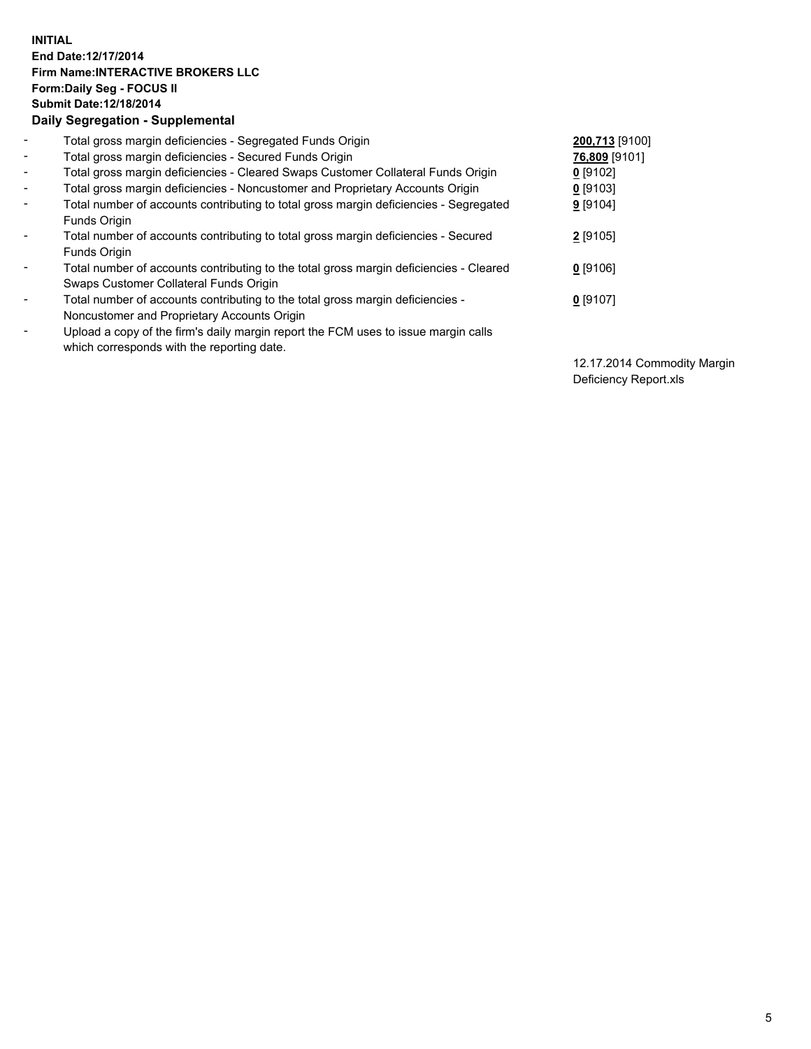**INITIAL**
**End Date:12/17/2014**
**Firm Name:INTERACTIVE BROKERS LLC**
**Form:Daily Seg - FOCUS II**
**Submit Date:12/18/2014**

**Daily Segregation - Supplemental**

| | | |
|---|---|---|
| - | Total gross margin deficiencies - Segregated Funds Origin | **200,713** [9100] |
| - | Total gross margin deficiencies - Secured Funds Origin | **76,809** [9101] |
| - | Total gross margin deficiencies - Cleared Swaps Customer Collateral Funds Origin | **0** [9102] |
| - | Total gross margin deficiencies - Noncustomer and Proprietary Accounts Origin | **0** [9103] |
| - | Total number of accounts contributing to total gross margin deficiencies - Segregated Funds Origin | **9** [9104] |
| - | Total number of accounts contributing to total gross margin deficiencies - Secured Funds Origin | **2** [9105] |
| - | Total number of accounts contributing to the total gross margin deficiencies - Cleared Swaps Customer Collateral Funds Origin | **0** [9106] |
| - | Total number of accounts contributing to the total gross margin deficiencies - Noncustomer and Proprietary Accounts Origin | **0** [9107] |
| - | Upload a copy of the firm's daily margin report the FCM uses to issue margin calls which corresponds with the reporting date. | 12.17.2014 Commodity Margin Deficiency Report.xls |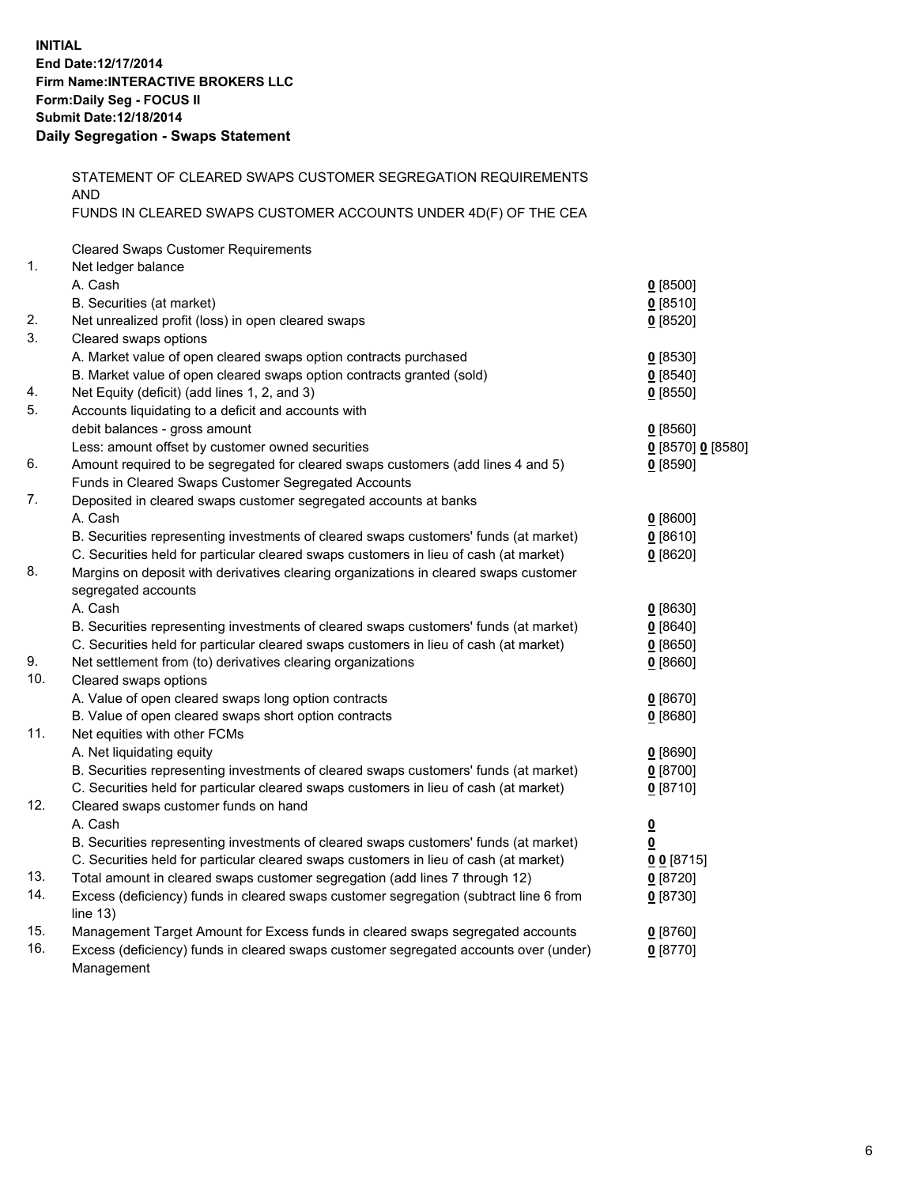**INITIAL**
**End Date:12/17/2014**
**Firm Name:INTERACTIVE BROKERS LLC**
**Form:Daily Seg - FOCUS II**
**Submit Date:12/18/2014**
**Daily Segregation - Swaps Statement**

STATEMENT OF CLEARED SWAPS CUSTOMER SEGREGATION REQUIREMENTS AND FUNDS IN CLEARED SWAPS CUSTOMER ACCOUNTS UNDER 4D(F) OF THE CEA

| | | |
|---|---|---|
| | Cleared Swaps Customer Requirements | |
| 1. | Net ledger balance | |
| | A. Cash | 0 [8500] |
| | B. Securities (at market) | 0 [8510] |
| 2. | Net unrealized profit (loss) in open cleared swaps | 0 [8520] |
| 3. | Cleared swaps options | |
| | A. Market value of open cleared swaps option contracts purchased | 0 [8530] |
| | B. Market value of open cleared swaps option contracts granted (sold) | 0 [8540] |
| 4. | Net Equity (deficit) (add lines 1, 2, and 3) | 0 [8550] |
| 5. | Accounts liquidating to a deficit and accounts with debit balances - gross amount | 0 [8560] |
| | Less: amount offset by customer owned securities | 0 [8570] 0 [8580] |
| 6. | Amount required to be segregated for cleared swaps customers (add lines 4 and 5) | 0 [8590] |
| | Funds in Cleared Swaps Customer Segregated Accounts | |
| 7. | Deposited in cleared swaps customer segregated accounts at banks | |
| | A. Cash | 0 [8600] |
| | B. Securities representing investments of cleared swaps customers' funds (at market) | 0 [8610] |
| | C. Securities held for particular cleared swaps customers in lieu of cash (at market) | 0 [8620] |
| 8. | Margins on deposit with derivatives clearing organizations in cleared swaps customer segregated accounts | |
| | A. Cash | 0 [8630] |
| | B. Securities representing investments of cleared swaps customers' funds (at market) | 0 [8640] |
| | C. Securities held for particular cleared swaps customers in lieu of cash (at market) | 0 [8650] |
| 9. | Net settlement from (to) derivatives clearing organizations | 0 [8660] |
| 10. | Cleared swaps options | |
| | A. Value of open cleared swaps long option contracts | 0 [8670] |
| | B. Value of open cleared swaps short option contracts | 0 [8680] |
| 11. | Net equities with other FCMs | |
| | A. Net liquidating equity | 0 [8690] |
| | B. Securities representing investments of cleared swaps customers' funds (at market) | 0 [8700] |
| | C. Securities held for particular cleared swaps customers in lieu of cash (at market) | 0 [8710] |
| 12. | Cleared swaps customer funds on hand | |
| | A. Cash | 0 |
| | B. Securities representing investments of cleared swaps customers' funds (at market) | 0 |
| | C. Securities held for particular cleared swaps customers in lieu of cash (at market) | 0 0 [8715] |
| 13. | Total amount in cleared swaps customer segregation (add lines 7 through 12) | 0 [8720] |
| 14. | Excess (deficiency) funds in cleared swaps customer segregation (subtract line 6 from line 13) | 0 [8730] |
| 15. | Management Target Amount for Excess funds in cleared swaps segregated accounts | 0 [8760] |
| 16. | Excess (deficiency) funds in cleared swaps customer segregated accounts over (under) Management | 0 [8770] |